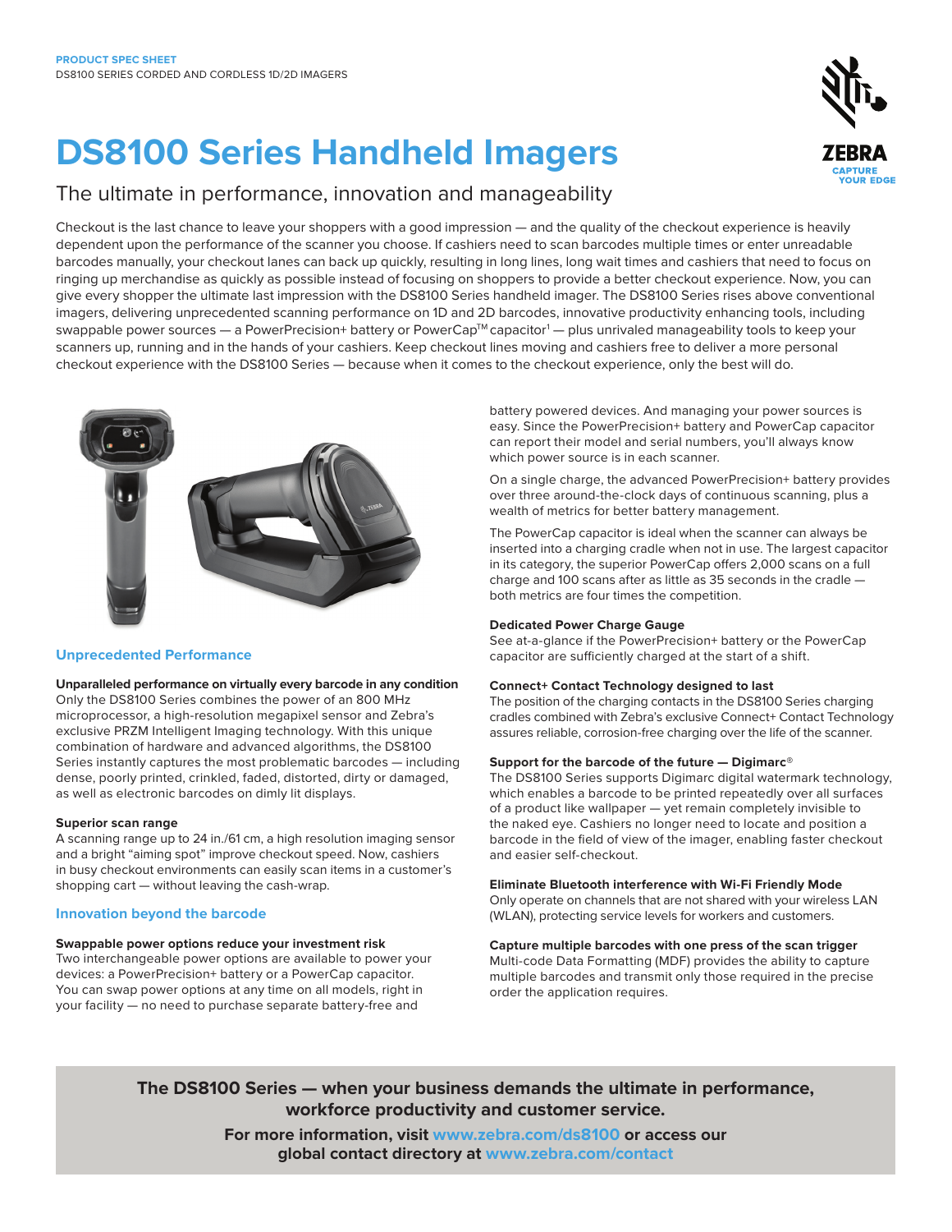**PRODUCT SPEC SHEET**
DS8100 SERIES CORDED AND CORDLESS 1D/2D IMAGERS

# DS8100 Series Handheld Imagers

## The ultimate in performance, innovation and manageability

Checkout is the last chance to leave your shoppers with a good impression — and the quality of the checkout experience is heavily dependent upon the performance of the scanner you choose. If cashiers need to scan barcodes multiple times or enter unreadable barcodes manually, your checkout lanes can back up quickly, resulting in long lines, long wait times and cashiers that need to focus on ringing up merchandise as quickly as possible instead of focusing on shoppers to provide a better checkout experience. Now, you can give every shopper the ultimate last impression with the DS8100 Series handheld imager. The DS8100 Series rises above conventional imagers, delivering unprecedented scanning performance on 1D and 2D barcodes, innovative productivity enhancing tools, including swappable power sources — a PowerPrecision+ battery or PowerCap™ capacitor[1] — plus unrivaled manageability tools to keep your scanners up, running and in the hands of your cashiers. Keep checkout lines moving and cashiers free to deliver a more personal checkout experience with the DS8100 Series — because when it comes to the checkout experience, only the best will do.

## Unprecedented Performance

**Unparalleled performance on virtually every barcode in any condition**
Only the DS8100 Series combines the power of an 800 MHz microprocessor, a high-resolution megapixel sensor and Zebra's exclusive PRZM Intelligent Imaging technology. With this unique combination of hardware and advanced algorithms, the DS8100 Series instantly captures the most problematic barcodes — including dense, poorly printed, crinkled, faded, distorted, dirty or damaged, as well as electronic barcodes on dimly lit displays.

**Superior scan range**
A scanning range up to 24 in./61 cm, a high resolution imaging sensor and a bright "aiming spot" improve checkout speed. Now, cashiers in busy checkout environments can easily scan items in a customer's shopping cart — without leaving the cash-wrap.

## Innovation beyond the barcode

**Swappable power options reduce your investment risk**
Two interchangeable power options are available to power your devices: a PowerPrecision+ battery or a PowerCap capacitor. You can swap power options at any time on all models, right in your facility — no need to purchase separate battery-free and battery powered devices. And managing your power sources is easy. Since the PowerPrecision+ battery and PowerCap capacitor can report their model and serial numbers, you'll always know which power source is in each scanner.

On a single charge, the advanced PowerPrecision+ battery provides over three around-the-clock days of continuous scanning, plus a wealth of metrics for better battery management.

The PowerCap capacitor is ideal when the scanner can always be inserted into a charging cradle when not in use. The largest capacitor in its category, the superior PowerCap offers 2,000 scans on a full charge and 100 scans after as little as 35 seconds in the cradle — both metrics are four times the competition.

**Dedicated Power Charge Gauge**
See at-a-glance if the PowerPrecision+ battery or the PowerCap capacitor are sufficiently charged at the start of a shift.

**Connect+ Contact Technology designed to last**
The position of the charging contacts in the DS8100 Series charging cradles combined with Zebra's exclusive Connect+ Contact Technology assures reliable, corrosion-free charging over the life of the scanner.

**Support for the barcode of the future — Digimarc®**
The DS8100 Series supports Digimarc digital watermark technology, which enables a barcode to be printed repeatedly over all surfaces of a product like wallpaper — yet remain completely invisible to the naked eye. Cashiers no longer need to locate and position a barcode in the field of view of the imager, enabling faster checkout and easier self-checkout.

**Eliminate Bluetooth interference with Wi-Fi Friendly Mode**
Only operate on channels that are not shared with your wireless LAN (WLAN), protecting service levels for workers and customers.

**Capture multiple barcodes with one press of the scan trigger**
Multi-code Data Formatting (MDF) provides the ability to capture multiple barcodes and transmit only those required in the precise order the application requires.

**The DS8100 Series — when your business demands the ultimate in performance, workforce productivity and customer service.**

**For more information, visit www.zebra.com/ds8100 or access our global contact directory at www.zebra.com/contact**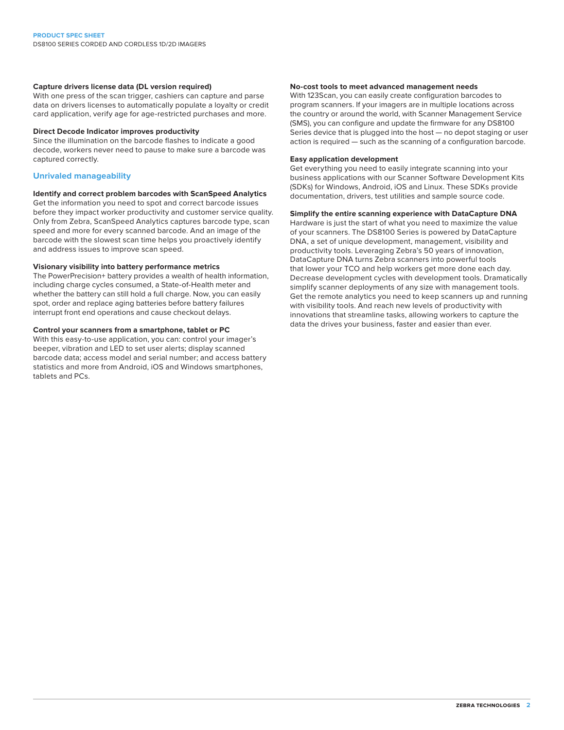### Capture drivers license data (DL version required)

With one press of the scan trigger, cashiers can capture and parse data on drivers licenses to automatically populate a loyalty or credit card application, verify age for age-restricted purchases and more.

### Direct Decode Indicator improves productivity

Since the illumination on the barcode flashes to indicate a good decode, workers never need to pause to make sure a barcode was captured correctly.

## Unrivaled manageability

### Identify and correct problem barcodes with ScanSpeed Analytics

Get the information you need to spot and correct barcode issues before they impact worker productivity and customer service quality. Only from Zebra, ScanSpeed Analytics captures barcode type, scan speed and more for every scanned barcode. And an image of the barcode with the slowest scan time helps you proactively identify and address issues to improve scan speed.

### Visionary visibility into battery performance metrics

The PowerPrecision+ battery provides a wealth of health information, including charge cycles consumed, a State-of-Health meter and whether the battery can still hold a full charge. Now, you can easily spot, order and replace aging batteries before battery failures interrupt front end operations and cause checkout delays.

### Control your scanners from a smartphone, tablet or PC

With this easy-to-use application, you can: control your imager's beeper, vibration and LED to set user alerts; display scanned barcode data; access model and serial number; and access battery statistics and more from Android, iOS and Windows smartphones, tablets and PCs.

### No-cost tools to meet advanced management needs

With 123Scan, you can easily create configuration barcodes to program scanners. If your imagers are in multiple locations across the country or around the world, with Scanner Management Service (SMS), you can configure and update the firmware for any DS8100 Series device that is plugged into the host — no depot staging or user action is required — such as the scanning of a configuration barcode.

### Easy application development

Get everything you need to easily integrate scanning into your business applications with our Scanner Software Development Kits (SDKs) for Windows, Android, iOS and Linux. These SDKs provide documentation, drivers, test utilities and sample source code.

### Simplify the entire scanning experience with DataCapture DNA

Hardware is just the start of what you need to maximize the value of your scanners. The DS8100 Series is powered by DataCapture DNA, a set of unique development, management, visibility and productivity tools. Leveraging Zebra's 50 years of innovation, DataCapture DNA turns Zebra scanners into powerful tools that lower your TCO and help workers get more done each day. Decrease development cycles with development tools. Dramatically simplify scanner deployments of any size with management tools. Get the remote analytics you need to keep scanners up and running with visibility tools. And reach new levels of productivity with innovations that streamline tasks, allowing workers to capture the data the drives your business, faster and easier than ever.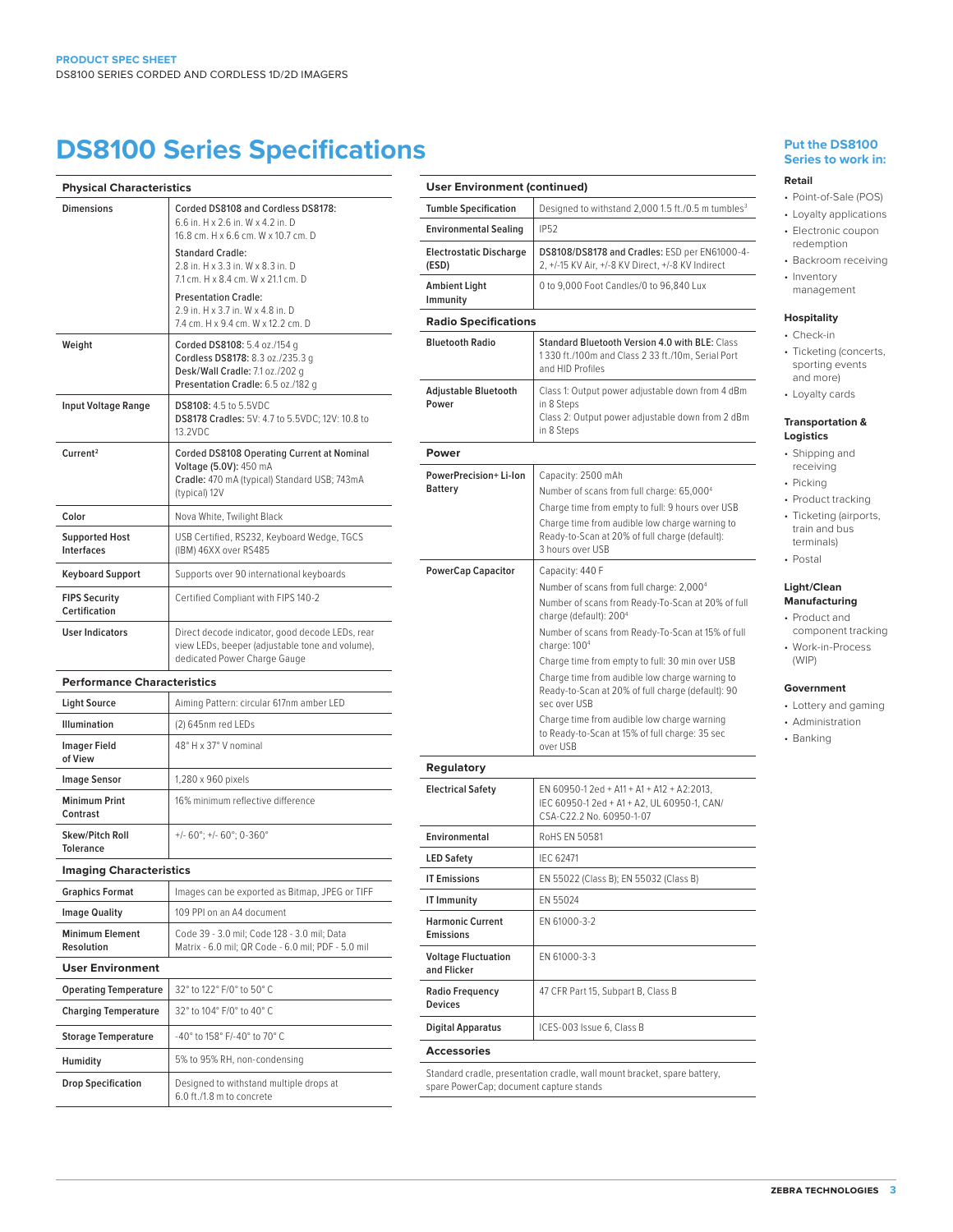PRODUCT SPEC SHEET
DS8100 SERIES CORDED AND CORDLESS 1D/2D IMAGERS

# DS8100 Series Specifications

| Physical Characteristics | |
|---|---|
| Dimensions | Corded DS8108 and Cordless DS8178: 6.6 in. H x 2.6 in. W x 4.2 in. D 16.8 cm. H x 6.6 cm. W x 10.7 cm. D<br>Standard Cradle: 2.8 in. H x 3.3 in. W x 8.3 in. D 7.1 cm. H x 8.4 cm. W x 21.1 cm. D<br>Presentation Cradle: 2.9 in. H x 3.7 in. W x 4.8 in. D 7.4 cm. H x 9.4 cm. W x 12.2 cm. D |
| Weight | **Corded DS8108:** 5.4 oz./154 g<br>**Cordless DS8178:** 8.3 oz./235.3 g<br>**Desk/Wall Cradle:** 7.1 oz./202 g<br>**Presentation Cradle:** 6.5 oz./182 g |
| Input Voltage Range | **DS8108:** 4.5 to 5.5VDC<br>**DS8178 Cradles:** 5V: 4.7 to 5.5VDC; 12V: 10.8 to 13.2VDC |
| Current[2] | **Corded DS8108 Operating Current at Nominal Voltage (5.0V):** 450 mA<br>**Cradle:** 470 mA (typical) Standard USB; 743mA (typical) 12V |
| Color | Nova White, Twilight Black |
| Supported Host Interfaces | USB Certified, RS232, Keyboard Wedge, TGCS (IBM) 46XX over RS485 |
| Keyboard Support | Supports over 90 international keyboards |
| FIPS Security Certification | Certified Compliant with FIPS 140-2 |
| User Indicators | Direct decode indicator, good decode LEDs, rear view LEDs, beeper (adjustable tone and volume), dedicated Power Charge Gauge |

| Performance Characteristics | |
|---|---|
| Light Source | Aiming Pattern: circular 617nm amber LED |
| Illumination | (2) 645nm red LEDs |
| Imager Field of View | 48° H x 37° V nominal |
| Image Sensor | 1,280 x 960 pixels |
| Minimum Print Contrast | 16% minimum reflective difference |
| Skew/Pitch Roll Tolerance | +/- 60°; +/- 60°; 0-360° |

| Imaging Characteristics | |
|---|---|
| Graphics Format | Images can be exported as Bitmap, JPEG or TIFF |
| Image Quality | 109 PPI on an A4 document |
| Minimum Element Resolution | Code 39 - 3.0 mil; Code 128 - 3.0 mil; Data Matrix - 6.0 mil; QR Code - 6.0 mil; PDF - 5.0 mil |

| User Environment | |
|---|---|
| Operating Temperature | 32° to 122° F/0° to 50° C |
| Charging Temperature | 32° to 104° F/0° to 40° C |
| Storage Temperature | -40° to 158° F/-40° to 70° C |
| Humidity | 5% to 95% RH, non-condensing |
| Drop Specification | Designed to withstand multiple drops at 6.0 ft./1.8 m to concrete |
| Tumble Specification | Designed to withstand 2,000 1.5 ft./0.5 m tumbles[3] |
| Environmental Sealing | IP52 |
| Electrostatic Discharge (ESD) | **DS8108/DS8178 and Cradles:** ESD per EN61000-4-2, +/-15 KV Air, +/-8 KV Direct, +/-8 KV Indirect |
| Ambient Light Immunity | 0 to 9,000 Foot Candles/0 to 96,840 Lux |

| Radio Specifications | |
|---|---|
| Bluetooth Radio | **Standard Bluetooth Version 4.0 with BLE:** Class 1 330 ft./100m and Class 2 33 ft./10m, Serial Port and HID Profiles |
| Adjustable Bluetooth Power | Class 1: Output power adjustable down from 4 dBm in 8 Steps<br>Class 2: Output power adjustable down from 2 dBm in 8 Steps |

| Power | |
|---|---|
| PowerPrecision+ Li-Ion Battery | Capacity: 2500 mAh<br>Number of scans from full charge: 65,000[4]<br>Charge time from empty to full: 9 hours over USB<br>Charge time from audible low charge warning to Ready-to-Scan at 20% of full charge (default): 3 hours over USB |
| PowerCap Capacitor | Capacity: 440 F<br>Number of scans from full charge: 2,000[4]<br>Number of scans from Ready-To-Scan at 20% of full charge (default): 200[4]<br>Number of scans from Ready-To-Scan at 15% of full charge: 100[4]<br>Charge time from empty to full: 30 min over USB<br>Charge time from audible low charge warning to Ready-to-Scan at 20% of full charge (default): 90 sec over USB<br>Charge time from audible low charge warning to Ready-to-Scan at 15% of full charge: 35 sec over USB |

| Regulatory | |
|---|---|
| Electrical Safety | EN 60950-1 2ed + A11 + A1 + A12 + A2:2013, IEC 60950-1 2ed + A1 + A2, UL 60950-1, CAN/CSA-C22.2 No. 60950-1-07 |
| Environmental | RoHS EN 50581 |
| LED Safety | IEC 62471 |
| IT Emissions | EN 55022 (Class B); EN 55032 (Class B) |
| IT Immunity | EN 55024 |
| Harmonic Current Emissions | EN 61000-3-2 |
| Voltage Fluctuation and Flicker | EN 61000-3-3 |
| Radio Frequency Devices | 47 CFR Part 15, Subpart B, Class B |
| Digital Apparatus | ICES-003 Issue 6, Class B |

**Accessories**

Standard cradle, presentation cradle, wall mount bracket, spare battery, spare PowerCap; document capture stands

## Put the DS8100 Series to work in:

**Retail**
- Point-of-Sale (POS)
- Loyalty applications
- Electronic coupon redemption
- Backroom receiving
- Inventory management

**Hospitality**
- Check-in
- Ticketing (concerts, sporting events and more)
- Loyalty cards

**Transportation & Logistics**
- Shipping and receiving
- Picking
- Product tracking
- Ticketing (airports, train and bus terminals)
- Postal

**Light/Clean Manufacturing**
- Product and component tracking
- Work-in-Process (WIP)

**Government**
- Lottery and gaming
- Administration
- Banking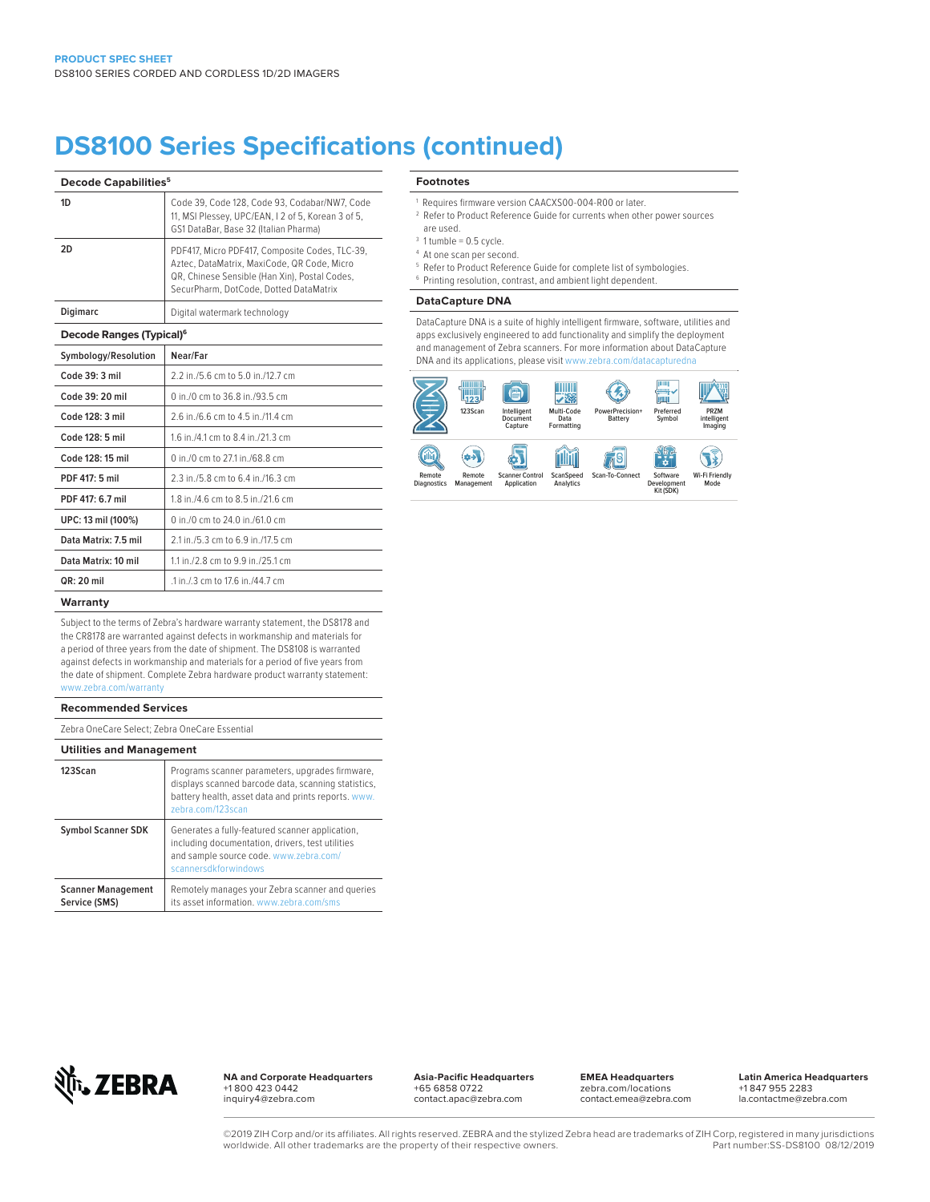# DS8100 Series Specifications (continued)

## Decode Capabilities[5]

| | |
|---|---|
| 1D | Code 39, Code 128, Code 93, Codabar/NW7, Code 11, MSI Plessey, UPC/EAN, I 2 of 5, Korean 3 of 5, GS1 DataBar, Base 32 (Italian Pharma) |
| 2D | PDF417, Micro PDF417, Composite Codes, TLC-39, Aztec, DataMatrix, MaxiCode, QR Code, Micro QR, Chinese Sensible (Han Xin), Postal Codes, SecurPharm, DotCode, Dotted DataMatrix |
| Digimarc | Digital watermark technology |

## Decode Ranges (Typical)[6]

| Symbology/Resolution | Near/Far |
|---|---|
| Code 39: 3 mil | 2.2 in./5.6 cm to 5.0 in./12.7 cm |
| Code 39: 20 mil | 0 in./0 cm to 36.8 in./93.5 cm |
| Code 128: 3 mil | 2.6 in./6.6 cm to 4.5 in./11.4 cm |
| Code 128: 5 mil | 1.6 in./4.1 cm to 8.4 in./21.3 cm |
| Code 128: 15 mil | 0 in./0 cm to 27.1 in./68.8 cm |
| PDF 417: 5 mil | 2.3 in./5.8 cm to 6.4 in./16.3 cm |
| PDF 417: 6.7 mil | 1.8 in./4.6 cm to 8.5 in./21.6 cm |
| UPC: 13 mil (100%) | 0 in./0 cm to 24.0 in./61.0 cm |
| Data Matrix: 7.5 mil | 2.1 in./5.3 cm to 6.9 in./17.5 cm |
| Data Matrix: 10 mil | 1.1 in./2.8 cm to 9.9 in./25.1 cm |
| QR: 20 mil | .1 in./.3 cm to 17.6 in./44.7 cm |

## Warranty

Subject to the terms of Zebra's hardware warranty statement, the DS8178 and the CR8178 are warranted against defects in workmanship and materials for a period of three years from the date of shipment. The DS8108 is warranted against defects in workmanship and materials for a period of five years from the date of shipment. Complete Zebra hardware product warranty statement: www.zebra.com/warranty

## Recommended Services

Zebra OneCare Select; Zebra OneCare Essential

## Utilities and Management

| | |
|---|---|
| 123Scan | Programs scanner parameters, upgrades firmware, displays scanned barcode data, scanning statistics, battery health, asset data and prints reports. www.zebra.com/123scan |
| Symbol Scanner SDK | Generates a fully-featured scanner application, including documentation, drivers, test utilities and sample source code. www.zebra.com/scannersdkforwindows |
| Scanner Management Service (SMS) | Remotely manages your Zebra scanner and queries its asset information. www.zebra.com/sms |

## Footnotes

1. Requires firmware version CAACXS00-004-R00 or later.
2. Refer to Product Reference Guide for currents when other power sources are used.
3. 1 tumble = 0.5 cycle.
4. At one scan per second.
5. Refer to Product Reference Guide for complete list of symbologies.
6. Printing resolution, contrast, and ambient light dependent.

## DataCapture DNA

DataCapture DNA is a suite of highly intelligent firmware, software, utilities and apps exclusively engineered to add functionality and simplify the deployment and management of Zebra scanners. For more information about DataCapture DNA and its applications, please visit www.zebra.com/datacapturedna

123Scan
Intelligent Document Capture
Multi-Code Data Formatting
PowerPrecision+ Battery
Preferred Symbol
PRZM intelligent Imaging
Remote Diagnostics
Remote Management
Scanner Control Application
ScanSpeed Analytics
Scan-To-Connect
Software Development Kit (SDK)
Wi-Fi Friendly Mode

**NA and Corporate Headquarters**
+1 800 423 0442
inquiry4@zebra.com

**Asia-Pacific Headquarters**
+65 6858 0722
contact.apac@zebra.com

**EMEA Headquarters**
zebra.com/locations
contact.emea@zebra.com

**Latin America Headquarters**
+1 847 955 2283
la.contactme@zebra.com

©2019 ZIH Corp and/or its affiliates. All rights reserved. ZEBRA and the stylized Zebra head are trademarks of ZIH Corp, registered in many jurisdictions worldwide. All other trademarks are the property of their respective owners. Part number:SS-DS8100 08/12/2019